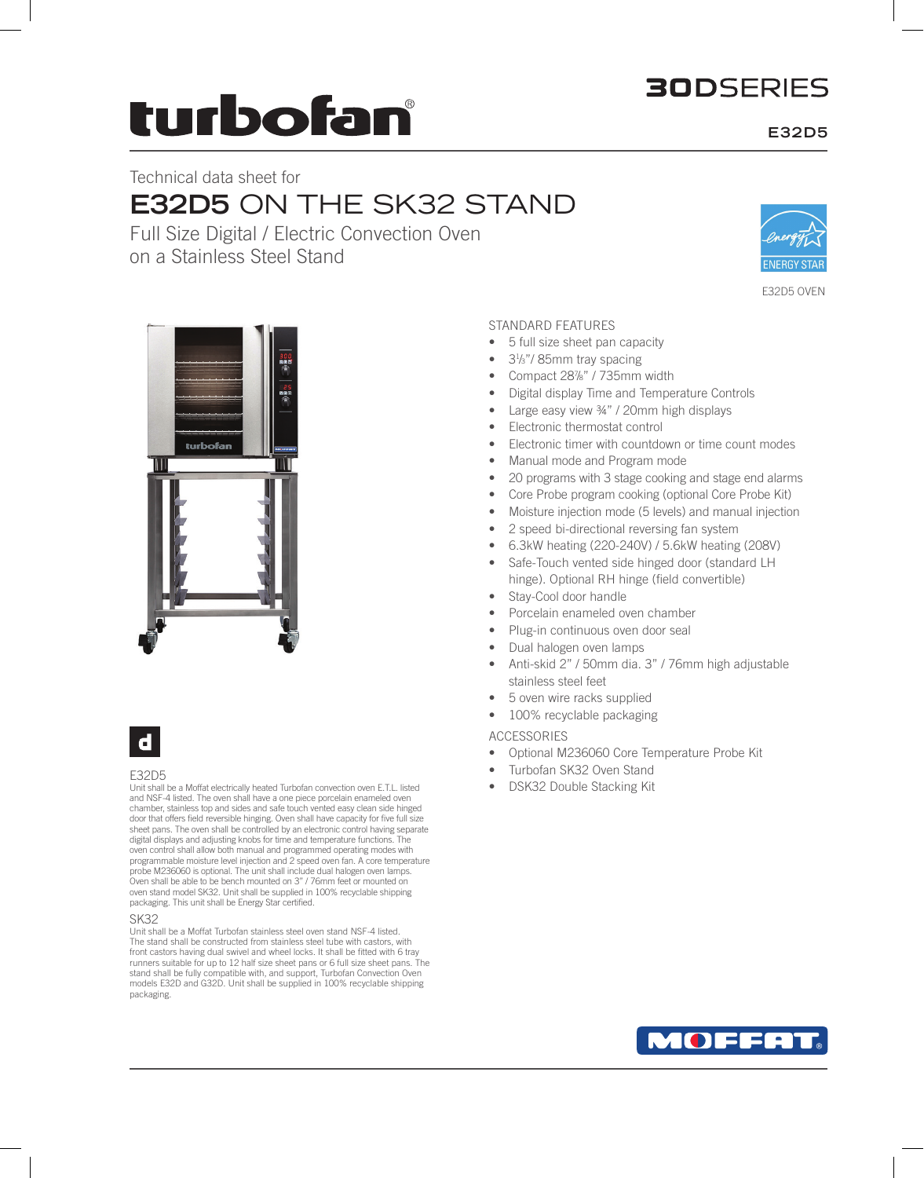# turbofan®

## 30DSERIES

**E32D5**

Technical data sheet for

# E32D5 ON THE SK32 STAND

Full Size Digital / Electric Convection Oven on a Stainless Steel Stand

ENERGY STAR

E32D5 OVEN

### STANDARD FEATURES

- 5 full size sheet pan capacity
- 3⅓"/ 85mm tray spacing
- Compact 28⅞" / 735mm width
- Digital display Time and Temperature Controls
- Large easy view ¾" / 20mm high displays
- Electronic thermostat control
- Electronic timer with countdown or time count modes
- Manual mode and Program mode
- 20 programs with 3 stage cooking and stage end alarms
- Core Probe program cooking (optional Core Probe Kit)
- Moisture injection mode (5 levels) and manual injection
- 2 speed bi-directional reversing fan system
- 6.3kW heating (220-240V) / 5.6kW heating (208V)
- Safe-Touch vented side hinged door (standard LH hinge). Optional RH hinge (field convertible)
- Stay-Cool door handle
- Porcelain enameled oven chamber
- Plug-in continuous oven door seal
- Dual halogen oven lamps
- Anti-skid 2" / 50mm dia. 3" / 76mm high adjustable stainless steel feet
- 5 oven wire racks supplied
- 100% recyclable packaging

### ACCESSORIES

- Optional M236060 Core Temperature Probe Kit
- Turbofan SK32 Oven Stand
- DSK32 Double Stacking Kit

### E32D5

Unit shall be a Moffat electrically heated Turbofan convection oven E.T.L. listed and NSF-4 listed. The oven shall have a one piece porcelain enameled oven chamber, stainless top and sides and safe touch vented easy clean side hinged door that offers field reversible hinging. Oven shall have capacity for five full size sheet pans. The oven shall be controlled by an electronic control having separate digital displays and adjusting knobs for time and temperature functions. The oven control shall allow both manual and programmed operating modes with programmable moisture level injection and 2 speed oven fan. A core temperature probe M236060 is optional. The unit shall include dual halogen oven lamps. Oven shall be able to be bench mounted on 3" / 76mm feet or mounted on oven stand model SK32. Unit shall be supplied in 100% recyclable shipping packaging. This unit shall be Energy Star certified.

### SK32

Unit shall be a Moffat Turbofan stainless steel oven stand NSF-4 listed. The stand shall be constructed from stainless steel tube with castors, with front castors having dual swivel and wheel locks. It shall be fitted with 6 tray runners suitable for up to 12 half size sheet pans or 6 full size sheet pans. The stand shall be fully compatible with, and support, Turbofan Convection Oven models E32D and G32D. Unit shall be supplied in 100% recyclable shipping packaging.

MOFFAT®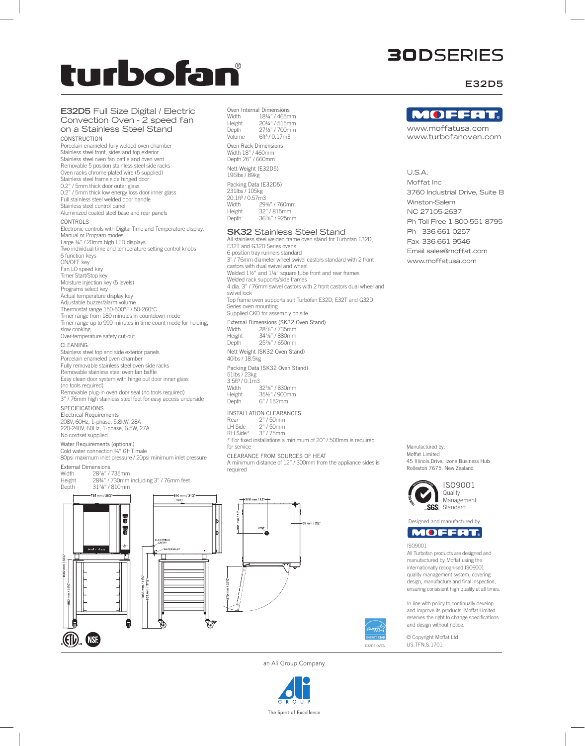# turbofan®

# 30DSERIES

## E32D5

## E32D5 Full Size Digital / Electric Convection Oven - 2 speed fan on a Stainless Steel Stand

### CONSTRUCTION

Porcelain enameled fully welded oven chamber
Stainless steel front, sides and top exterior
Stainless steel oven fan baffle and oven vent
Removable 5 position stainless steel side racks
Oven racks chrome plated wire (5 supplied)
Stainless steel frame side hinged door
0.2" / 5mm thick door outer glass
0.2" / 5mm thick low energy loss door inner glass
Full stainless steel welded door handle
Stainless steel control panel
Aluminized coated steel base and rear panels

### CONTROLS

Electronic controls with Digital Time and Temperature display, Manual or Program modes
Large ¾" / 20mm high LED displays
Two individual time and temperature setting control knobs
6 function keys
ON/OFF key
Fan LO speed key
Timer Start/Stop key
Moisture injection key (5 levels)
Programs select key
Actual temperature display key
Adjustable buzzer/alarm volume
Thermostat range 150-500°F / 50-260°C
Timer range from 180 minutes in countdown mode
Timer range up to 999 minutes in time count mode for holding, slow cooking
Over-temperature safety cut-out

### CLEANING

Stainless steel top and side exterior panels
Porcelain enameled oven chamber
Fully removable stainless steel oven side racks
Removable stainless steel oven fan baffle
Easy clean door system with hinge out door inner glass (no tools required)
Removable plug-in oven door seal (no tools required)
3" / 76mm high stainless steel feet for easy access underside

### SPECIFICATIONS

Electrical Requirements
208V, 60Hz, 1-phase, 5.8kW, 28A
220-240V, 60Hz, 1-phase, 6.5W, 27A
No cordset supplied

Water Requirements (optional)
Cold water connection ¾" GHT male
80psi maximum inlet pressure / 20psi minimum inlet pressure

External Dimensions

| | |
|---|---|
| Width | 28⅞" / 735mm |
| Height | 28¾" / 730mm including 3" / 76mm feet |
| Depth | 31⅞" / 810mm |

Oven Internal Dimensions

| | |
|---|---|
| Width | 18¼" / 465mm |
| Height | 20¼" / 515mm |
| Depth | 27½" / 700mm |
| Volume | 6ft³ / 0.17m3 |

Oven Rack Dimensions
Width 18" / 460mm
Depth 26" / 660mm

Nett Weight (E32D5)
196lbs / 89kg

Packing Data (E32D5)
231lbs / 105kg
20.1ft³ / 0.57m3

| | |
|---|---|
| Width | 29⅞" / 760mm |
| Height | 32" / 815mm |
| Depth | 36⅜" / 925mm |

## SK32 Stainless Steel Stand

All stainless steel welded frame oven stand for Turbofan E32D, E32T and G32D Series ovens
6 position tray runners standard
3" / 76mm diameter wheel swivel castors standard with 2 front castors with dual swivel and wheel
Welded 1½" and 1¼" square tube front and rear frames
Welded rack supports/side frames
4 dia. 3" / 76mm swivel castors with 2 front castors dual wheel and swivel lock
Top frame oven supports suit Turbofan E32D, E32T and G32D Series oven mounting
Supplied CKD for assembly on site

External Dimensions (SK32 Oven Stand)

| | |
|---|---|
| Width | 28⅞" / 735mm |
| Height | 34⅝" / 880mm |
| Depth | 25⅝" / 650mm |

Nett Weight (SK32 Oven Stand)
40lbs / 18.5kg

Packing Data (SK32 Oven Stand)
51lbs / 23kg
3.5ft³ / 0.1m3

| | |
|---|---|
| Width | 32⅝" / 830mm |
| Height | 35½" / 900mm |
| Depth | 6" / 152mm |

INSTALLATION CLEARANCES

| | |
|---|---|
| Rear | 2" / 50mm |
| LH Side | 2" / 50mm |
| RH Side* | 3" / 75mm |

* For fixed installations a minimum of 20" / 500mm is required for service

CLEARANCE FROM SOURCES OF HEAT
A minimum distance of 12" / 300mm from the appliance sides is required

735 mm / 28⅞"
810 mm / 31⅞"
VENT
ELECTRICAL ENTRY
WATER INLET
1602 mm / 63⅛"
880 mm / 34⅝"
1058 mm / 41⅝"
953 mm / 37½"
306 mm / 12"
381 mm / 15"
65 mm / 2⅝"
579 mm / 22¾"

E32D5 OVEN

MOFFAT

www.moffatusa.com
www.turbofanoven.com

U.S.A.
Moffat Inc
3760 Industrial Drive, Suite B
Winston-Salem
NC 27105-2637
Ph Toll Free 1-800-551 8795
Ph 336-661 0257
Fax 336-661 9546
Email sales@moffat.com
www.moffatusa.com

Manufactured by:
Moffat Limited
45 Illinois Drive, Izone Business Hub
Rolleston 7675, New Zealand

ISO9001 Quality Management Standard

Designed and manufactured by MOFFAT

ISO9001
All Turbofan products are designed and manufactured by Moffat using the internationally recognised ISO9001 quality management system, covering design, manufacture and final inspection, ensuring consistent high quality at all times.

In line with policy to continually develop and improve its products, Moffat Limited reserves the right to change specifications and design without notice.

© Copyright Moffat Ltd
US.TFN.S.1701

an Ali Group Company

The Spirit of Excellence